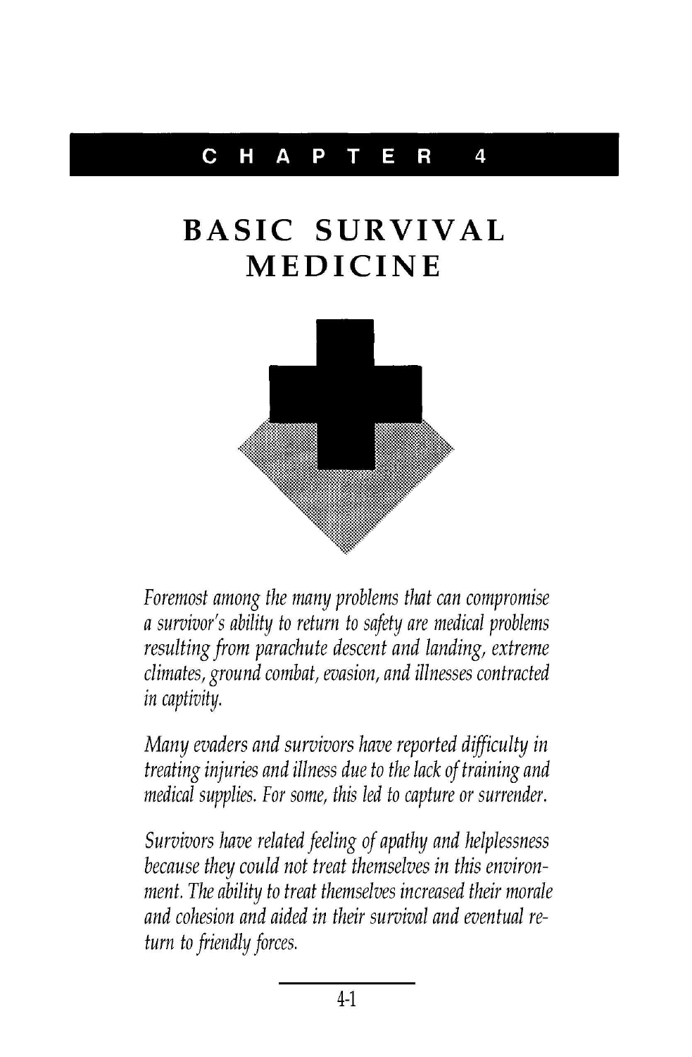# CHAPTER 4

# BASIC SURVIVAL MEDICINE

*Foremost among the many problems that can compromise a survivor's ability to return to safety are medical problems resulting from parachute descent and landing, extreme climates, ground combat, evasion, and illnesses contracted in captivity.*

*Many evaders and survivors have reported difficulty in treating injuries and illness due to the lack of training and medical supplies. For some, this led to capture or surrender.*

*Survivors have related feeling of apathy and helplessness because they could not treat themselves in this environment. The ability to treat themselves increased their morale and cohesion and aided in their survival and eventual return to friendly forces.*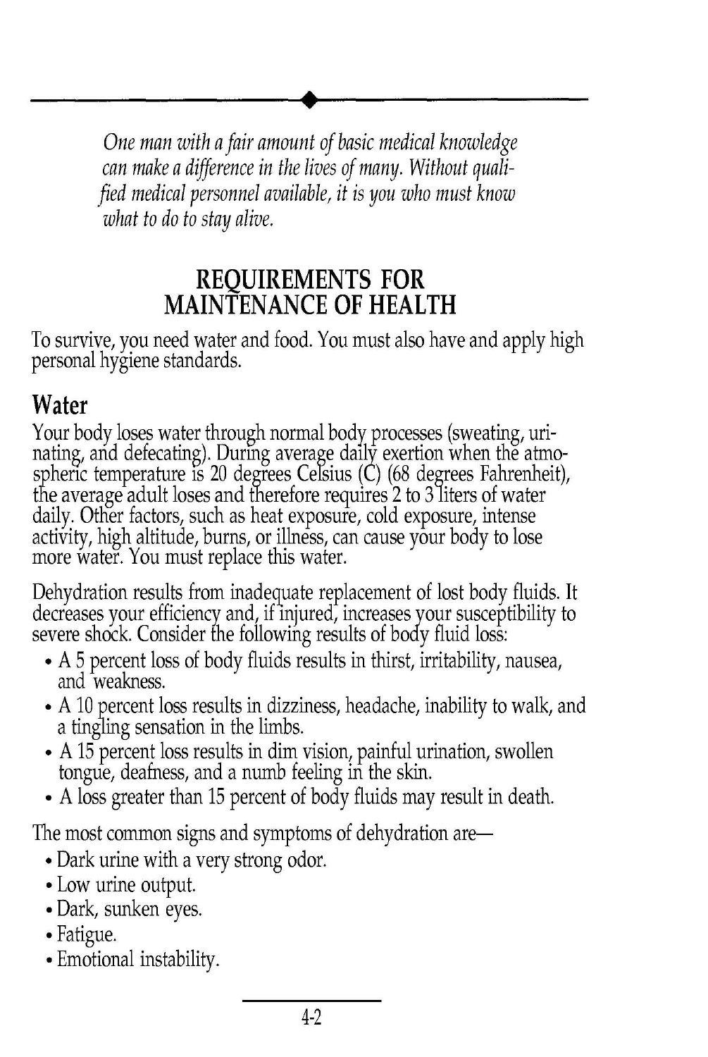*One man with a fair amount of basic medical knowledge can make a difference in the lives of many. Without qualified medical personnel available, it is you who must know what to do to stay alive.*

## REQUIREMENTS FOR MAINTENANCE OF HEALTH

To survive, you need water and food. You must also have and apply high personal hygiene standards.

### Water

Your body loses water through normal body processes (sweating, urinating, and defecating). During average daily exertion when the atmospheric temperature is 20 degrees Celsius (C) (68 degrees Fahrenheit), the average adult loses and therefore requires 2 to 3 liters of water daily. Other factors, such as heat exposure, cold exposure, intense activity, high altitude, burns, or illness, can cause your body to lose more water. You must replace this water.

Dehydration results from inadequate replacement of lost body fluids. It decreases your efficiency and, if injured, increases your susceptibility to severe shock. Consider the following results of body fluid loss:

- A 5 percent loss of body fluids results in thirst, irritability, nausea, and weakness.
- A 10 percent loss results in dizziness, headache, inability to walk, and a tingling sensation in the limbs.
- A 15 percent loss results in dim vision, painful urination, swollen tongue, deafness, and a numb feeling in the skin.
- A loss greater than 15 percent of body fluids may result in death.

The most common signs and symptoms of dehydration are—

- Dark urine with a very strong odor.
- Low urine output.
- Dark, sunken eyes.
- Fatigue.
- Emotional instability.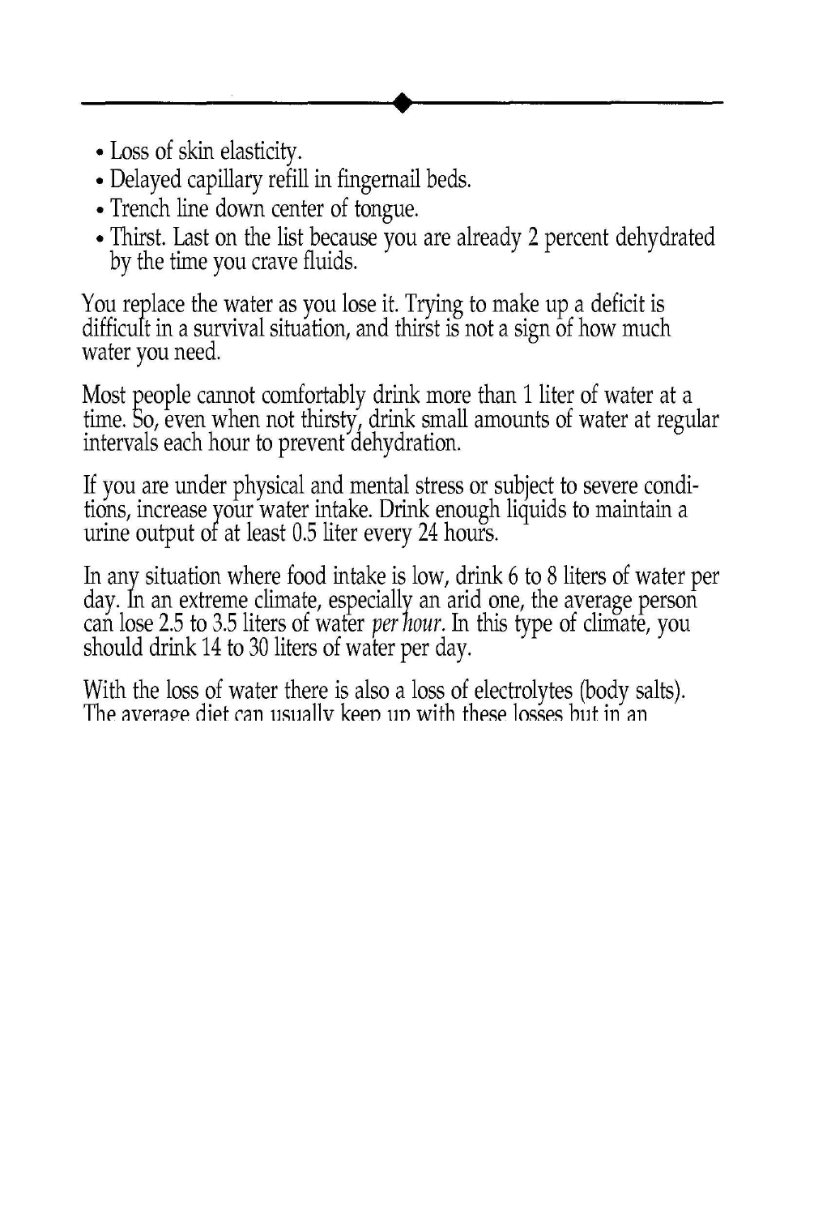- Loss of skin elasticity.
- Delayed capillary refill in fingernail beds.
- Trench line down center of tongue.
- Thirst. Last on the list because you are already 2 percent dehydrated by the time you crave fluids.

You replace the water as you lose it. Trying to make up a deficit is difficult in a survival situation, and thirst is not a sign of how much water you need.

Most people cannot comfortably drink more than 1 liter of water at a time. So, even when not thirsty, drink small amounts of water at regular intervals each hour to prevent dehydration.

If you are under physical and mental stress or subject to severe conditions, increase your water intake. Drink enough liquids to maintain a urine output of at least 0.5 liter every 24 hours.

In any situation where food intake is low, drink 6 to 8 liters of water per day. In an extreme climate, especially an arid one, the average person can lose 2.5 to 3.5 liters of water *per hour*. In this type of climate, you should drink 14 to 30 liters of water per day.

With the loss of water there is also a loss of electrolytes (body salts). The average diet can usually keep up with these losses but in an